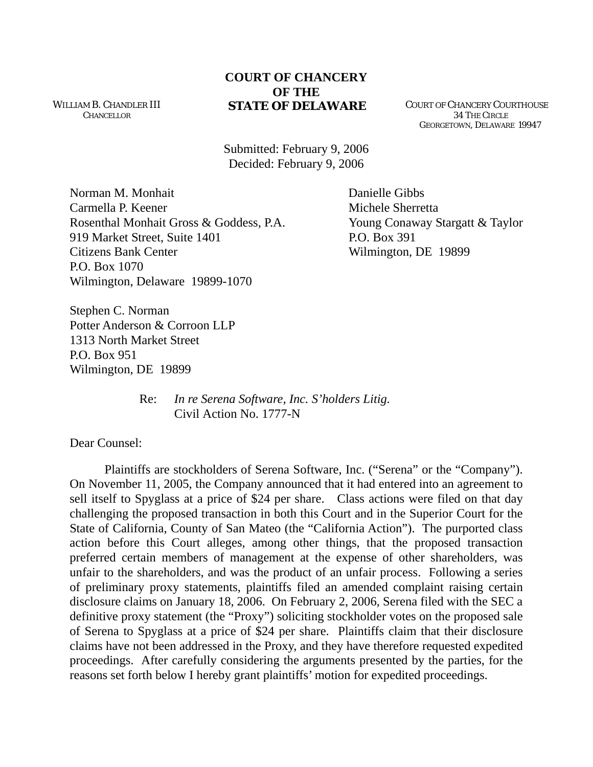**COURT OF CHANCERY**
**OF THE**
**STATE OF DELAWARE**

WILLIAM B. CHANDLER III
CHANCELLOR

COURT OF CHANCERY COURTHOUSE
34 THE CIRCLE
GEORGETOWN, DELAWARE 19947

Submitted: February 9, 2006
Decided: February 9, 2006

Norman M. Monhait
Carmella P. Keener
Rosenthal Monhait Gross & Goddess, P.A.
919 Market Street, Suite 1401
Citizens Bank Center
P.O. Box 1070
Wilmington, Delaware 19899-1070

Danielle Gibbs
Michele Sherretta
Young Conaway Stargatt & Taylor
P.O. Box 391
Wilmington, DE 19899

Stephen C. Norman
Potter Anderson & Corroon LLP
1313 North Market Street
P.O. Box 951
Wilmington, DE 19899

Re: *In re Serena Software, Inc. S'holders Litig.*
Civil Action No. 1777-N

Dear Counsel:

Plaintiffs are stockholders of Serena Software, Inc. ("Serena" or the "Company"). On November 11, 2005, the Company announced that it had entered into an agreement to sell itself to Spyglass at a price of $24 per share. Class actions were filed on that day challenging the proposed transaction in both this Court and in the Superior Court for the State of California, County of San Mateo (the "California Action"). The purported class action before this Court alleges, among other things, that the proposed transaction preferred certain members of management at the expense of other shareholders, was unfair to the shareholders, and was the product of an unfair process. Following a series of preliminary proxy statements, plaintiffs filed an amended complaint raising certain disclosure claims on January 18, 2006. On February 2, 2006, Serena filed with the SEC a definitive proxy statement (the "Proxy") soliciting stockholder votes on the proposed sale of Serena to Spyglass at a price of $24 per share. Plaintiffs claim that their disclosure claims have not been addressed in the Proxy, and they have therefore requested expedited proceedings. After carefully considering the arguments presented by the parties, for the reasons set forth below I hereby grant plaintiffs' motion for expedited proceedings.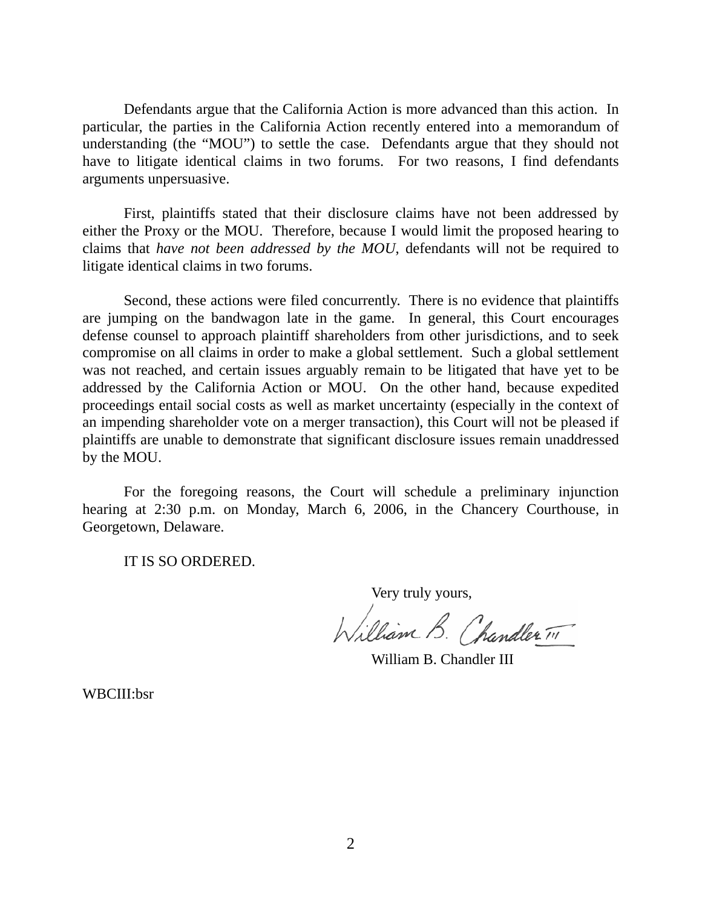Defendants argue that the California Action is more advanced than this action. In particular, the parties in the California Action recently entered into a memorandum of understanding (the "MOU") to settle the case. Defendants argue that they should not have to litigate identical claims in two forums. For two reasons, I find defendants arguments unpersuasive.

First, plaintiffs stated that their disclosure claims have not been addressed by either the Proxy or the MOU. Therefore, because I would limit the proposed hearing to claims that *have not been addressed by the MOU*, defendants will not be required to litigate identical claims in two forums.

Second, these actions were filed concurrently. There is no evidence that plaintiffs are jumping on the bandwagon late in the game. In general, this Court encourages defense counsel to approach plaintiff shareholders from other jurisdictions, and to seek compromise on all claims in order to make a global settlement. Such a global settlement was not reached, and certain issues arguably remain to be litigated that have yet to be addressed by the California Action or MOU. On the other hand, because expedited proceedings entail social costs as well as market uncertainty (especially in the context of an impending shareholder vote on a merger transaction), this Court will not be pleased if plaintiffs are unable to demonstrate that significant disclosure issues remain unaddressed by the MOU.

For the foregoing reasons, the Court will schedule a preliminary injunction hearing at 2:30 p.m. on Monday, March 6, 2006, in the Chancery Courthouse, in Georgetown, Delaware.

IT IS SO ORDERED.

Very truly yours,

William B. Chandler III

William B. Chandler III

WBCIII:bsr